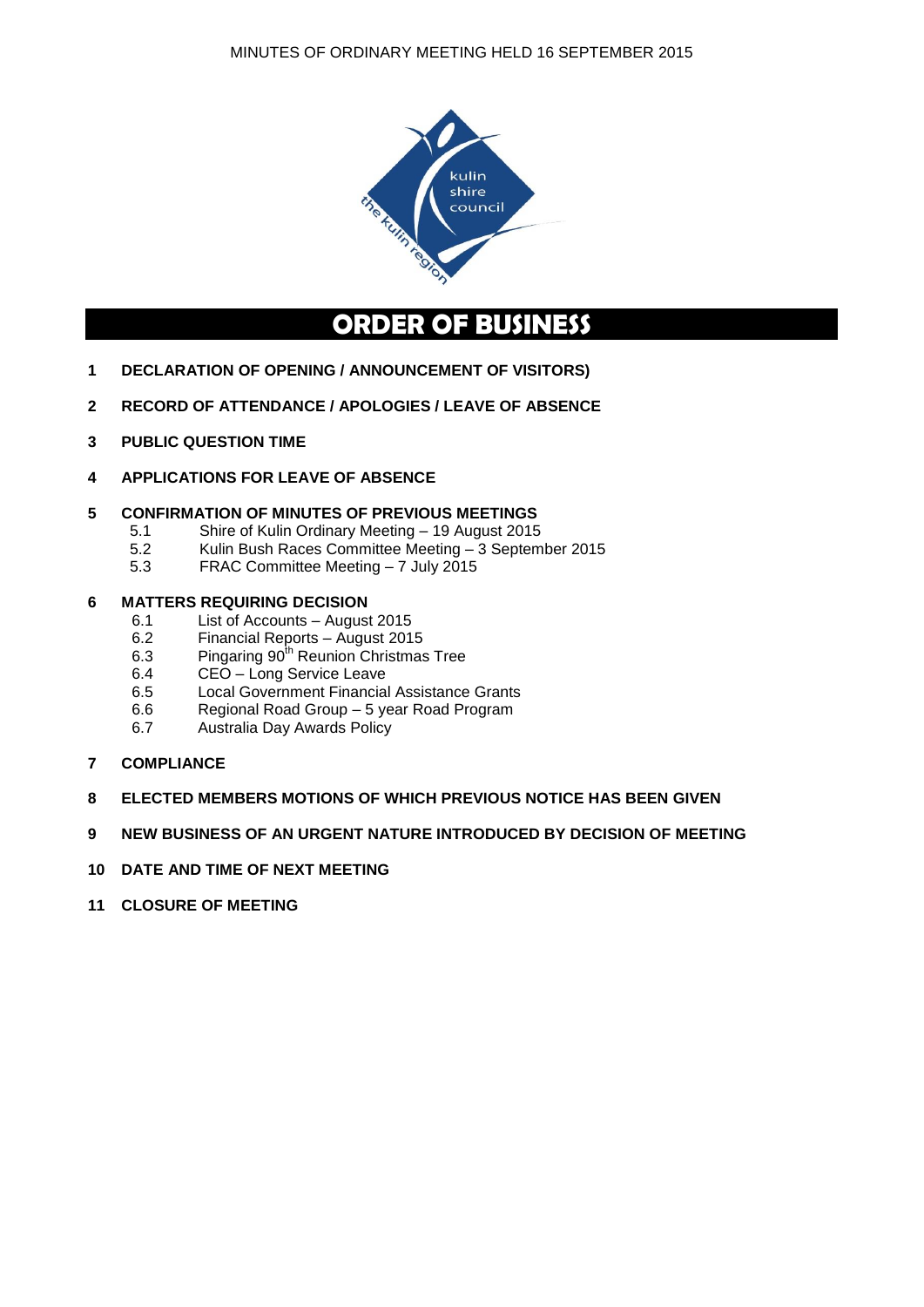# ORDER OF BUSINESS

**1 DECLARATION OF OPENING / ANNOUNCEMENT OF VISITORS)**

**2 RECORD OF ATTENDANCE / APOLOGIES / LEAVE OF ABSENCE**

**3 PUBLIC QUESTION TIME**

**4 APPLICATIONS FOR LEAVE OF ABSENCE**

**5 CONFIRMATION OF MINUTES OF PREVIOUS MEETINGS**

- 5.1 Shire of Kulin Ordinary Meeting – 19 August 2015
- 5.2 Kulin Bush Races Committee Meeting – 3 September 2015
- 5.3 FRAC Committee Meeting – 7 July 2015

**6 MATTERS REQUIRING DECISION**

- 6.1 List of Accounts – August 2015
- 6.2 Financial Reports – August 2015
- 6.3 Pingaring 90th Reunion Christmas Tree
- 6.4 CEO – Long Service Leave
- 6.5 Local Government Financial Assistance Grants
- 6.6 Regional Road Group – 5 year Road Program
- 6.7 Australia Day Awards Policy

**7 COMPLIANCE**

**8 ELECTED MEMBERS MOTIONS OF WHICH PREVIOUS NOTICE HAS BEEN GIVEN**

**9 NEW BUSINESS OF AN URGENT NATURE INTRODUCED BY DECISION OF MEETING**

**10 DATE AND TIME OF NEXT MEETING**

**11 CLOSURE OF MEETING**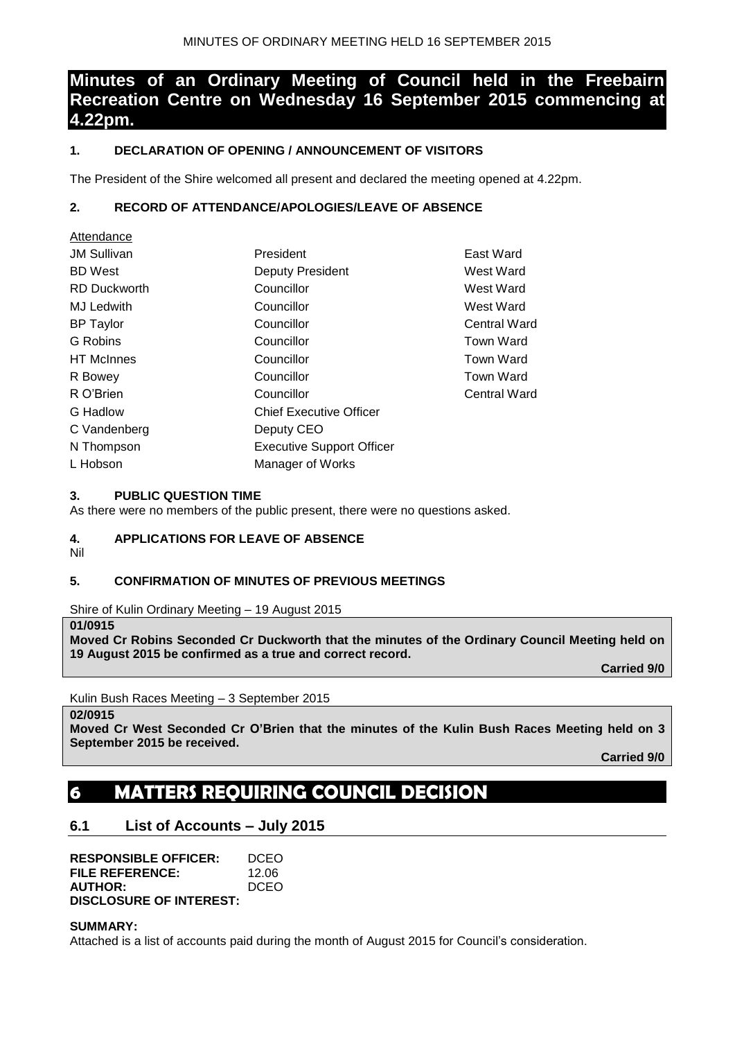# Minutes of an Ordinary Meeting of Council held in the Freebairn Recreation Centre on Wednesday 16 September 2015 commencing at 4.22pm.

### 1. DECLARATION OF OPENING / ANNOUNCEMENT OF VISITORS

The President of the Shire welcomed all present and declared the meeting opened at 4.22pm.

### 2. RECORD OF ATTENDANCE/APOLOGIES/LEAVE OF ABSENCE

Attendance

| | | |
|---|---|---|
| JM Sullivan | President | East Ward |
| BD West | Deputy President | West Ward |
| RD Duckworth | Councillor | West Ward |
| MJ Ledwith | Councillor | West Ward |
| BP Taylor | Councillor | Central Ward |
| G Robins | Councillor | Town Ward |
| HT McInnes | Councillor | Town Ward |
| R Bowey | Councillor | Town Ward |
| R O'Brien | Councillor | Central Ward |
| G Hadlow | Chief Executive Officer | |
| C Vandenberg | Deputy CEO | |
| N Thompson | Executive Support Officer | |
| L Hobson | Manager of Works | |

### 3. PUBLIC QUESTION TIME

As there were no members of the public present, there were no questions asked.

### 4. APPLICATIONS FOR LEAVE OF ABSENCE

Nil

### 5. CONFIRMATION OF MINUTES OF PREVIOUS MEETINGS

Shire of Kulin Ordinary Meeting – 19 August 2015

**01/0915**
**Moved Cr Robins Seconded Cr Duckworth that the minutes of the Ordinary Council Meeting held on 19 August 2015 be confirmed as a true and correct record.**

**Carried 9/0**

Kulin Bush Races Meeting – 3 September 2015

**02/0915**
**Moved Cr West Seconded Cr O'Brien that the minutes of the Kulin Bush Races Meeting held on 3 September 2015 be received.**

**Carried 9/0**

# 6 MATTERS REQUIRING COUNCIL DECISION

## 6.1 List of Accounts – July 2015

**RESPONSIBLE OFFICER:** DCEO
**FILE REFERENCE:** 12.06
**AUTHOR:** DCEO
**DISCLOSURE OF INTEREST:**

**SUMMARY:**
Attached is a list of accounts paid during the month of August 2015 for Council's consideration.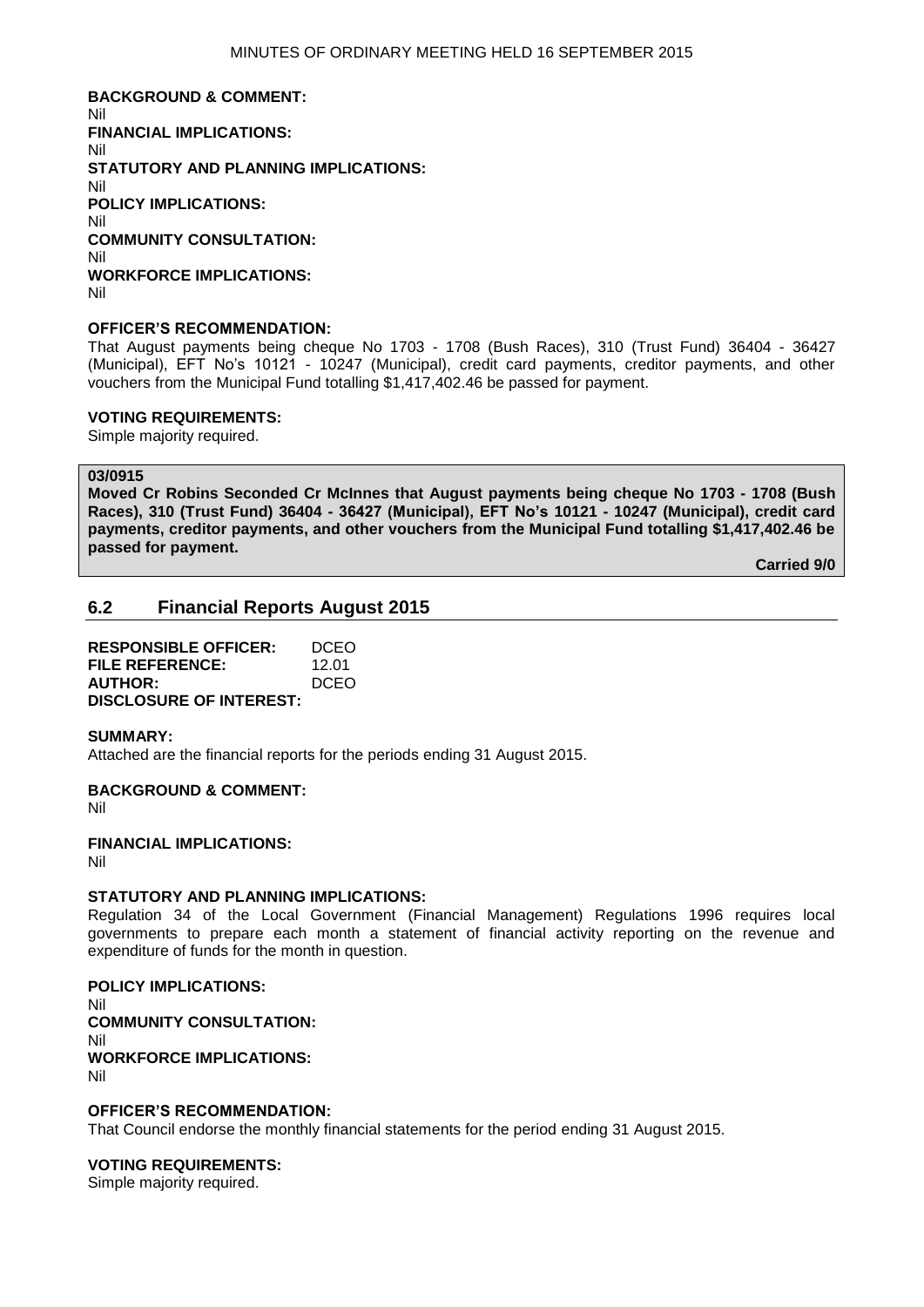**BACKGROUND & COMMENT:**
Nil
**FINANCIAL IMPLICATIONS:**
Nil
**STATUTORY AND PLANNING IMPLICATIONS:**
Nil
**POLICY IMPLICATIONS:**
Nil
**COMMUNITY CONSULTATION:**
Nil
**WORKFORCE IMPLICATIONS:**
Nil

**OFFICER'S RECOMMENDATION:**
That August payments being cheque No 1703 - 1708 (Bush Races), 310 (Trust Fund) 36404 - 36427 (Municipal), EFT No's 10121 - 10247 (Municipal), credit card payments, creditor payments, and other vouchers from the Municipal Fund totalling $1,417,402.46 be passed for payment.

**VOTING REQUIREMENTS:**
Simple majority required.

**03/0915**
**Moved Cr Robins Seconded Cr McInnes that August payments being cheque No 1703 - 1708 (Bush Races), 310 (Trust Fund) 36404 - 36427 (Municipal), EFT No's 10121 - 10247 (Municipal), credit card payments, creditor payments, and other vouchers from the Municipal Fund totalling $1,417,402.46 be passed for payment.**

**Carried 9/0**

## 6.2 Financial Reports August 2015

**RESPONSIBLE OFFICER:** DCEO
**FILE REFERENCE:** 12.01
**AUTHOR:** DCEO
**DISCLOSURE OF INTEREST:**

**SUMMARY:**
Attached are the financial reports for the periods ending 31 August 2015.

**BACKGROUND & COMMENT:**
Nil

**FINANCIAL IMPLICATIONS:**
Nil

**STATUTORY AND PLANNING IMPLICATIONS:**
Regulation 34 of the Local Government (Financial Management) Regulations 1996 requires local governments to prepare each month a statement of financial activity reporting on the revenue and expenditure of funds for the month in question.

**POLICY IMPLICATIONS:**
Nil
**COMMUNITY CONSULTATION:**
Nil
**WORKFORCE IMPLICATIONS:**
Nil

**OFFICER'S RECOMMENDATION:**
That Council endorse the monthly financial statements for the period ending 31 August 2015.

**VOTING REQUIREMENTS:**
Simple majority required.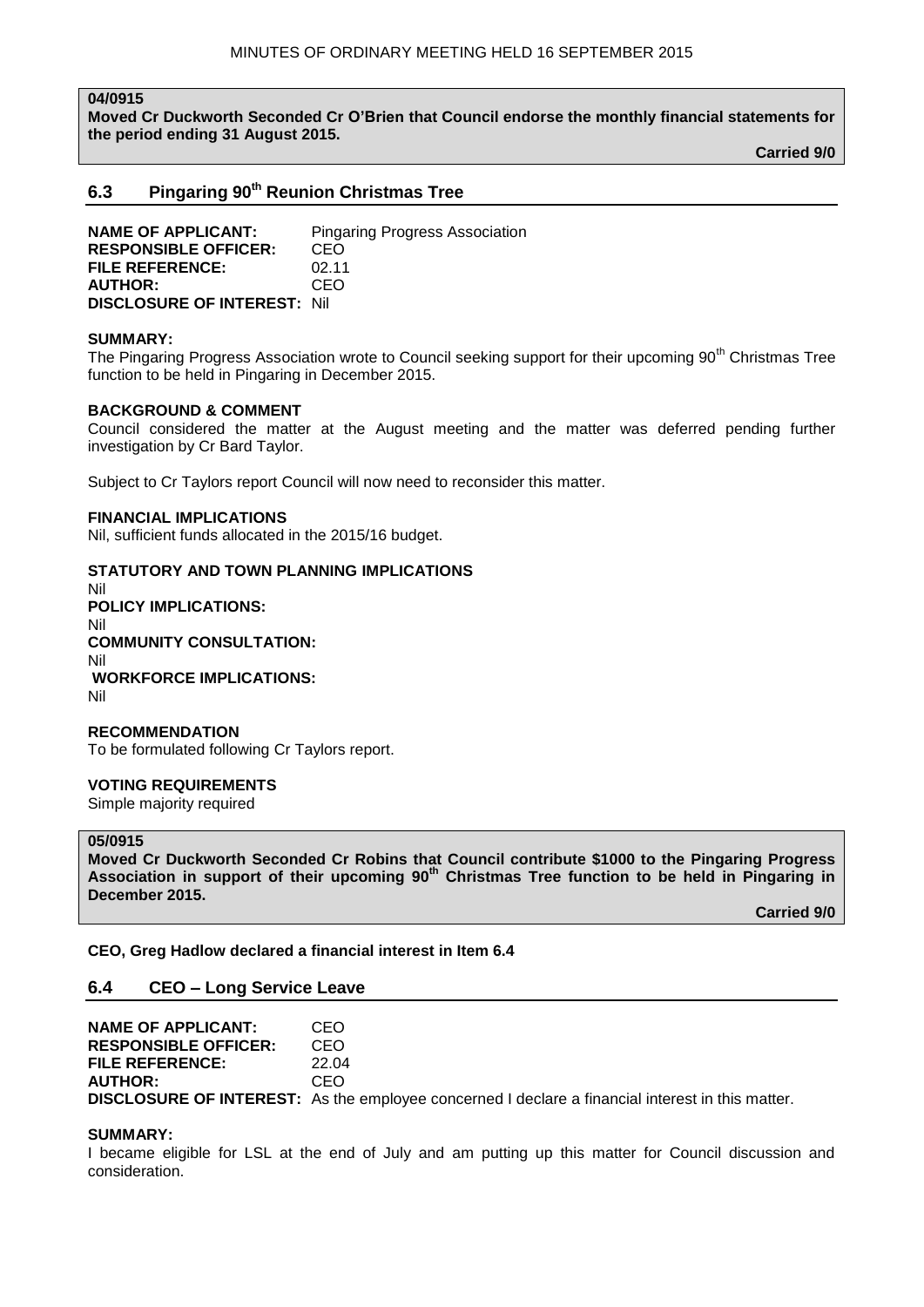**04/0915**

**Moved Cr Duckworth Seconded Cr O'Brien that Council endorse the monthly financial statements for the period ending 31 August 2015.**

**Carried 9/0**

## 6.3 Pingaring 90th Reunion Christmas Tree

**NAME OF APPLICANT:** Pingaring Progress Association
**RESPONSIBLE OFFICER:** CEO
**FILE REFERENCE:** 02.11
**AUTHOR:** CEO
**DISCLOSURE OF INTEREST:** Nil

**SUMMARY:**
The Pingaring Progress Association wrote to Council seeking support for their upcoming 90th Christmas Tree function to be held in Pingaring in December 2015.

**BACKGROUND & COMMENT**
Council considered the matter at the August meeting and the matter was deferred pending further investigation by Cr Bard Taylor.

Subject to Cr Taylors report Council will now need to reconsider this matter.

**FINANCIAL IMPLICATIONS**
Nil, sufficient funds allocated in the 2015/16 budget.

**STATUTORY AND TOWN PLANNING IMPLICATIONS**
Nil
**POLICY IMPLICATIONS:**
Nil
**COMMUNITY CONSULTATION:**
Nil
**WORKFORCE IMPLICATIONS:**
Nil

**RECOMMENDATION**
To be formulated following Cr Taylors report.

**VOTING REQUIREMENTS**
Simple majority required

**05/0915**

**Moved Cr Duckworth Seconded Cr Robins that Council contribute $1000 to the Pingaring Progress Association in support of their upcoming 90th Christmas Tree function to be held in Pingaring in December 2015.**

**Carried 9/0**

**CEO, Greg Hadlow declared a financial interest in Item 6.4**

## 6.4 CEO – Long Service Leave

**NAME OF APPLICANT:** CEO
**RESPONSIBLE OFFICER:** CEO
**FILE REFERENCE:** 22.04
**AUTHOR:** CEO
**DISCLOSURE OF INTEREST:** As the employee concerned I declare a financial interest in this matter.

**SUMMARY:**
I became eligible for LSL at the end of July and am putting up this matter for Council discussion and consideration.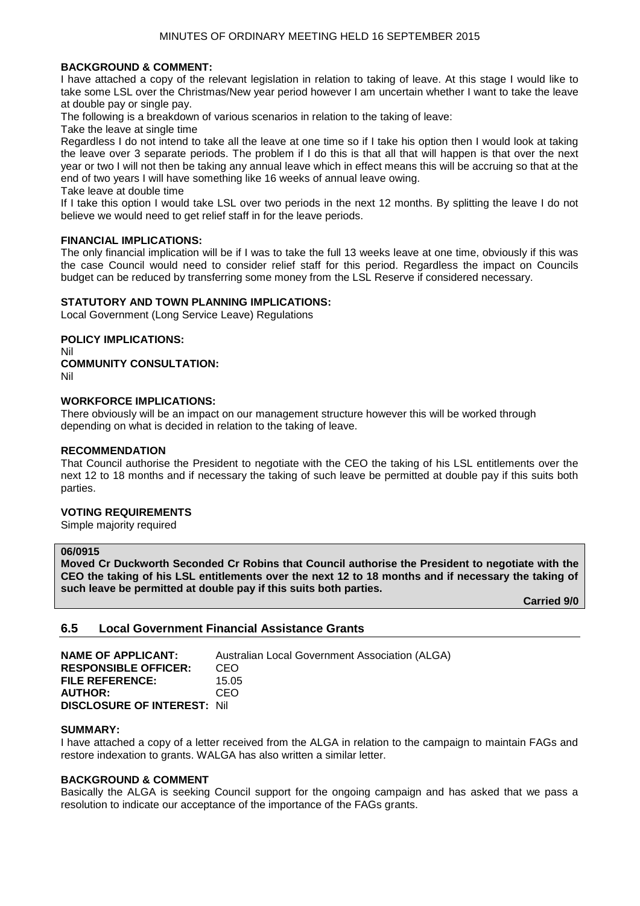**BACKGROUND & COMMENT:**

I have attached a copy of the relevant legislation in relation to taking of leave. At this stage I would like to take some LSL over the Christmas/New year period however I am uncertain whether I want to take the leave at double pay or single pay.

The following is a breakdown of various scenarios in relation to the taking of leave:

Take the leave at single time

Regardless I do not intend to take all the leave at one time so if I take his option then I would look at taking the leave over 3 separate periods. The problem if I do this is that all that will happen is that over the next year or two I will not then be taking any annual leave which in effect means this will be accruing so that at the end of two years I will have something like 16 weeks of annual leave owing.

Take leave at double time

If I take this option I would take LSL over two periods in the next 12 months. By splitting the leave I do not believe we would need to get relief staff in for the leave periods.

**FINANCIAL IMPLICATIONS:**

The only financial implication will be if I was to take the full 13 weeks leave at one time, obviously if this was the case Council would need to consider relief staff for this period. Regardless the impact on Councils budget can be reduced by transferring some money from the LSL Reserve if considered necessary.

**STATUTORY AND TOWN PLANNING IMPLICATIONS:**

Local Government (Long Service Leave) Regulations

**POLICY IMPLICATIONS:**

Nil

**COMMUNITY CONSULTATION:**

Nil

**WORKFORCE IMPLICATIONS:**

There obviously will be an impact on our management structure however this will be worked through depending on what is decided in relation to the taking of leave.

**RECOMMENDATION**

That Council authorise the President to negotiate with the CEO the taking of his LSL entitlements over the next 12 to 18 months and if necessary the taking of such leave be permitted at double pay if this suits both parties.

**VOTING REQUIREMENTS**

Simple majority required

**06/0915**

**Moved Cr Duckworth Seconded Cr Robins that Council authorise the President to negotiate with the CEO the taking of his LSL entitlements over the next 12 to 18 months and if necessary the taking of such leave be permitted at double pay if this suits both parties.**

**Carried 9/0**

## 6.5 Local Government Financial Assistance Grants

**NAME OF APPLICANT:** Australian Local Government Association (ALGA)
**RESPONSIBLE OFFICER:** CEO
**FILE REFERENCE:** 15.05
**AUTHOR:** CEO
**DISCLOSURE OF INTEREST:** Nil

**SUMMARY:**

I have attached a copy of a letter received from the ALGA in relation to the campaign to maintain FAGs and restore indexation to grants. WALGA has also written a similar letter.

**BACKGROUND & COMMENT**

Basically the ALGA is seeking Council support for the ongoing campaign and has asked that we pass a resolution to indicate our acceptance of the importance of the FAGs grants.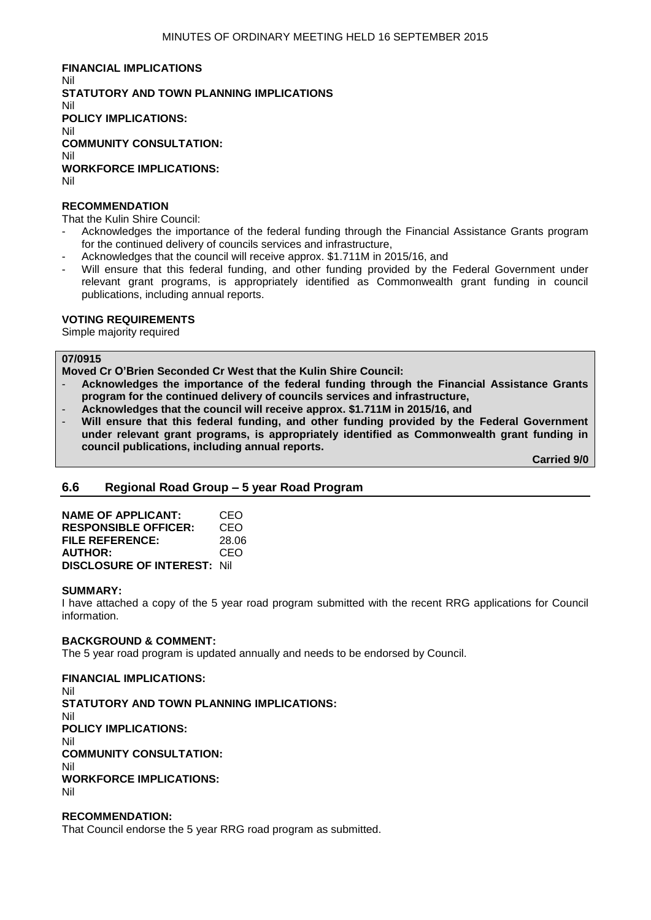**FINANCIAL IMPLICATIONS**
Nil
**STATUTORY AND TOWN PLANNING IMPLICATIONS**
Nil
**POLICY IMPLICATIONS:**
Nil
**COMMUNITY CONSULTATION:**
Nil
**WORKFORCE IMPLICATIONS:**
Nil

**RECOMMENDATION**
That the Kulin Shire Council:
- Acknowledges the importance of the federal funding through the Financial Assistance Grants program for the continued delivery of councils services and infrastructure,
- Acknowledges that the council will receive approx. $1.711M in 2015/16, and
- Will ensure that this federal funding, and other funding provided by the Federal Government under relevant grant programs, is appropriately identified as Commonwealth grant funding in council publications, including annual reports.

**VOTING REQUIREMENTS**
Simple majority required

**07/0915**
**Moved Cr O'Brien Seconded Cr West that the Kulin Shire Council:**
- **Acknowledges the importance of the federal funding through the Financial Assistance Grants program for the continued delivery of councils services and infrastructure,**
- **Acknowledges that the council will receive approx. $1.711M in 2015/16, and**
- **Will ensure that this federal funding, and other funding provided by the Federal Government under relevant grant programs, is appropriately identified as Commonwealth grant funding in council publications, including annual reports.**

**Carried 9/0**

## 6.6 Regional Road Group – 5 year Road Program

**NAME OF APPLICANT:** CEO
**RESPONSIBLE OFFICER:** CEO
**FILE REFERENCE:** 28.06
**AUTHOR:** CEO
**DISCLOSURE OF INTEREST:** Nil

**SUMMARY:**
I have attached a copy of the 5 year road program submitted with the recent RRG applications for Council information.

**BACKGROUND & COMMENT:**
The 5 year road program is updated annually and needs to be endorsed by Council.

**FINANCIAL IMPLICATIONS:**
Nil
**STATUTORY AND TOWN PLANNING IMPLICATIONS:**
Nil
**POLICY IMPLICATIONS:**
Nil
**COMMUNITY CONSULTATION:**
Nil
**WORKFORCE IMPLICATIONS:**
Nil

**RECOMMENDATION:**
That Council endorse the 5 year RRG road program as submitted.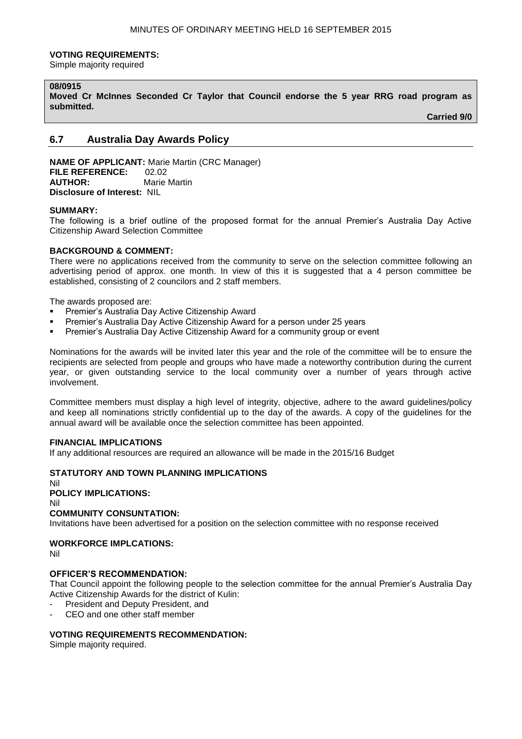**VOTING REQUIREMENTS:**
Simple majority required

**08/0915**
**Moved Cr McInnes Seconded Cr Taylor that Council endorse the 5 year RRG road program as submitted.**

**Carried 9/0**

## 6.7 Australia Day Awards Policy

**NAME OF APPLICANT:** Marie Martin (CRC Manager)
**FILE REFERENCE:** 02.02
**AUTHOR:** Marie Martin
**Disclosure of Interest:** NIL

**SUMMARY:**
The following is a brief outline of the proposed format for the annual Premier's Australia Day Active Citizenship Award Selection Committee

**BACKGROUND & COMMENT:**
There were no applications received from the community to serve on the selection committee following an advertising period of approx. one month. In view of this it is suggested that a 4 person committee be established, consisting of 2 councilors and 2 staff members.

The awards proposed are:

- Premier's Australia Day Active Citizenship Award
- Premier's Australia Day Active Citizenship Award for a person under 25 years
- Premier's Australia Day Active Citizenship Award for a community group or event

Nominations for the awards will be invited later this year and the role of the committee will be to ensure the recipients are selected from people and groups who have made a noteworthy contribution during the current year, or given outstanding service to the local community over a number of years through active involvement.

Committee members must display a high level of integrity, objective, adhere to the award guidelines/policy and keep all nominations strictly confidential up to the day of the awards. A copy of the guidelines for the annual award will be available once the selection committee has been appointed.

**FINANCIAL IMPLICATIONS**
If any additional resources are required an allowance will be made in the 2015/16 Budget

**STATUTORY AND TOWN PLANNING IMPLICATIONS**
Nil

**POLICY IMPLICATIONS:**
Nil

**COMMUNITY CONSUNTATION:**
Invitations have been advertised for a position on the selection committee with no response received

**WORKFORCE IMPLCATIONS:**
Nil

**OFFICER'S RECOMMENDATION:**
That Council appoint the following people to the selection committee for the annual Premier's Australia Day Active Citizenship Awards for the district of Kulin:

- President and Deputy President, and
- CEO and one other staff member

**VOTING REQUIREMENTS RECOMMENDATION:**
Simple majority required.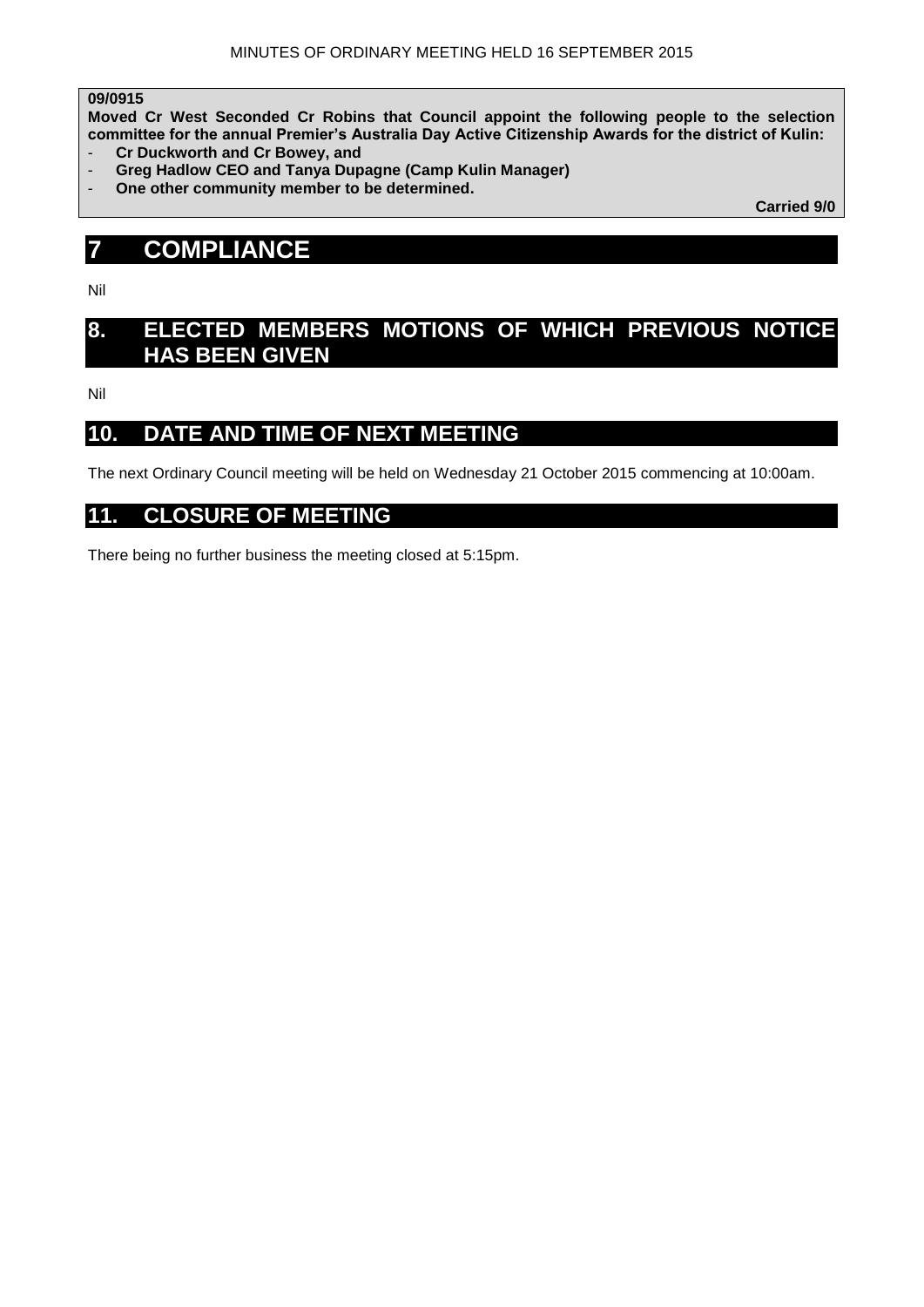**09/0915**

**Moved Cr West Seconded Cr Robins that Council appoint the following people to the selection committee for the annual Premier's Australia Day Active Citizenship Awards for the district of Kulin:**

- **Cr Duckworth and Cr Bowey, and**
- **Greg Hadlow CEO and Tanya Dupagne (Camp Kulin Manager)**
- **One other community member to be determined.**

**Carried 9/0**

# 7 COMPLIANCE

Nil

# 8. ELECTED MEMBERS MOTIONS OF WHICH PREVIOUS NOTICE HAS BEEN GIVEN

Nil

# 10. DATE AND TIME OF NEXT MEETING

The next Ordinary Council meeting will be held on Wednesday 21 October 2015 commencing at 10:00am.

# 11. CLOSURE OF MEETING

There being no further business the meeting closed at 5:15pm.